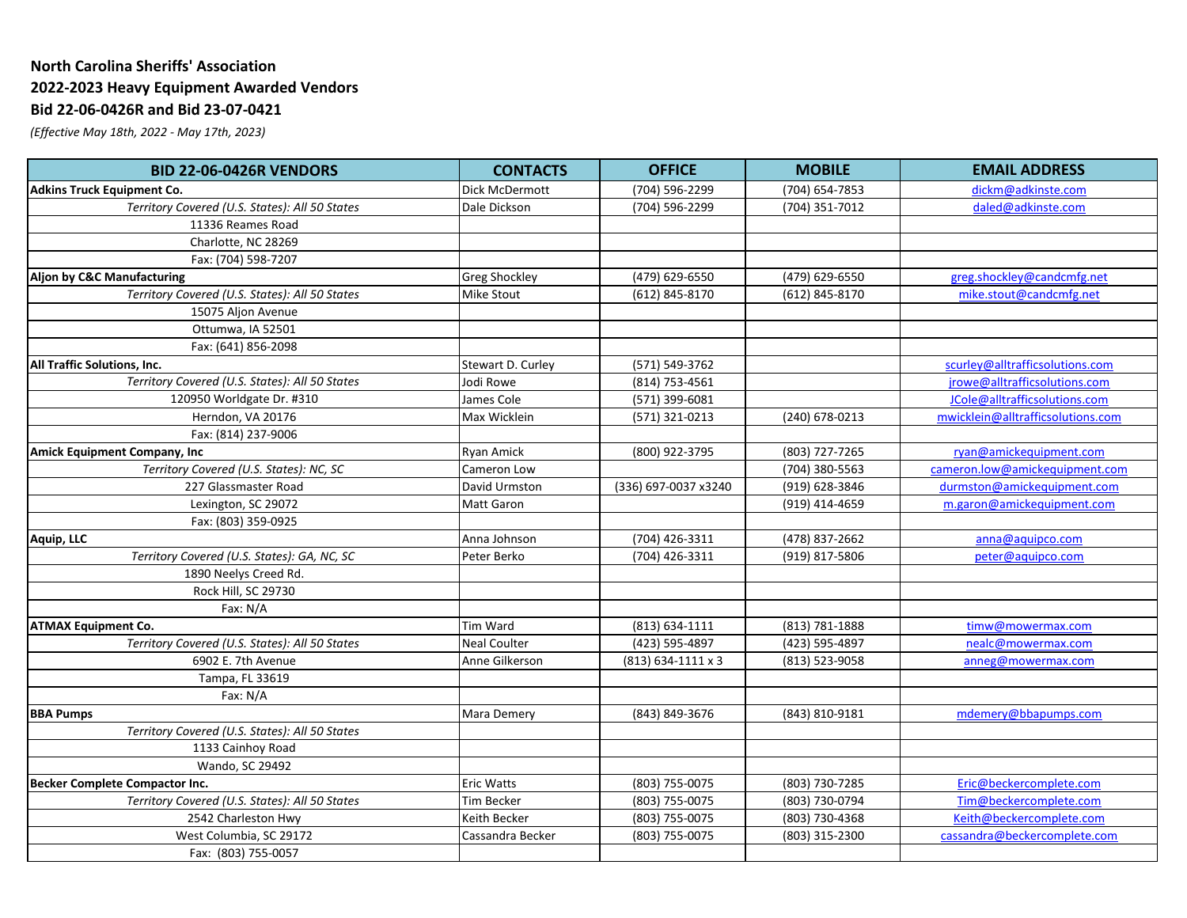**North Carolina Sheriffs' Association**
**2022-2023 Heavy Equipment Awarded Vendors**
**Bid 22-06-0426R and Bid 23-07-0421**
*(Effective May 18th, 2022 - May 17th, 2023)*

| BID 22-06-0426R VENDORS | CONTACTS | OFFICE | MOBILE | EMAIL ADDRESS |
|---|---|---|---|---|
| **Adkins Truck Equipment Co.** | Dick McDermott | (704) 596-2299 | (704) 654-7853 | dickm@adkinste.com |
| *Territory Covered (U.S. States): All 50 States* | Dale Dickson | (704) 596-2299 | (704) 351-7012 | daled@adkinste.com |
| 11336 Reames Road | | | | |
| Charlotte, NC 28269 | | | | |
| Fax: (704) 598-7207 | | | | |
| **Aljon by C&C Manufacturing** | Greg Shockley | (479) 629-6550 | (479) 629-6550 | greg.shockley@candcmfg.net |
| *Territory Covered (U.S. States): All 50 States* | Mike Stout | (612) 845-8170 | (612) 845-8170 | mike.stout@candcmfg.net |
| 15075 Aljon Avenue | | | | |
| Ottumwa, IA 52501 | | | | |
| Fax: (641) 856-2098 | | | | |
| **All Traffic Solutions, Inc.** | Stewart D. Curley | (571) 549-3762 | | scurley@alltrafficsolutions.com |
| *Territory Covered (U.S. States): All 50 States* | Jodi Rowe | (814) 753-4561 | | jrowe@alltrafficsolutions.com |
| 120950 Worldgate Dr. #310 | James Cole | (571) 399-6081 | | JCole@alltrafficsolutions.com |
| Herndon, VA 20176 | Max Wicklein | (571) 321-0213 | (240) 678-0213 | mwicklein@alltrafficsolutions.com |
| Fax: (814) 237-9006 | | | | |
| **Amick Equipment Company, Inc** | Ryan Amick | (800) 922-3795 | (803) 727-7265 | ryan@amickequipment.com |
| *Territory Covered (U.S. States): NC, SC* | Cameron Low | | (704) 380-5563 | cameron.low@amickequipment.com |
| 227 Glassmaster Road | David Urmston | (336) 697-0037 x3240 | (919) 628-3846 | durmston@amickequipment.com |
| Lexington, SC 29072 | Matt Garon | | (919) 414-4659 | m.garon@amickequipment.com |
| Fax: (803) 359-0925 | | | | |
| **Aquip, LLC** | Anna Johnson | (704) 426-3311 | (478) 837-2662 | anna@aquipco.com |
| *Territory Covered (U.S. States): GA, NC, SC* | Peter Berko | (704) 426-3311 | (919) 817-5806 | peter@aquipco.com |
| 1890 Neelys Creed Rd. | | | | |
| Rock Hill, SC 29730 | | | | |
| Fax: N/A | | | | |
| **ATMAX Equipment Co.** | Tim Ward | (813) 634-1111 | (813) 781-1888 | timw@mowermax.com |
| *Territory Covered (U.S. States): All 50 States* | Neal Coulter | (423) 595-4897 | (423) 595-4897 | nealc@mowermax.com |
| 6902 E. 7th Avenue | Anne Gilkerson | (813) 634-1111 x 3 | (813) 523-9058 | anneg@mowermax.com |
| Tampa, FL 33619 | | | | |
| Fax: N/A | | | | |
| **BBA Pumps** | Mara Demery | (843) 849-3676 | (843) 810-9181 | mdemery@bbapumps.com |
| *Territory Covered (U.S. States): All 50 States* | | | | |
| 1133 Cainhoy Road | | | | |
| Wando, SC 29492 | | | | |
| **Becker Complete Compactor Inc.** | Eric Watts | (803) 755-0075 | (803) 730-7285 | Eric@beckercomplete.com |
| *Territory Covered (U.S. States): All 50 States* | Tim Becker | (803) 755-0075 | (803) 730-0794 | Tim@beckercomplete.com |
| 2542 Charleston Hwy | Keith Becker | (803) 755-0075 | (803) 730-4368 | Keith@beckercomplete.com |
| West Columbia, SC 29172 | Cassandra Becker | (803) 755-0075 | (803) 315-2300 | cassandra@beckercomplete.com |
| Fax: (803) 755-0057 | | | | |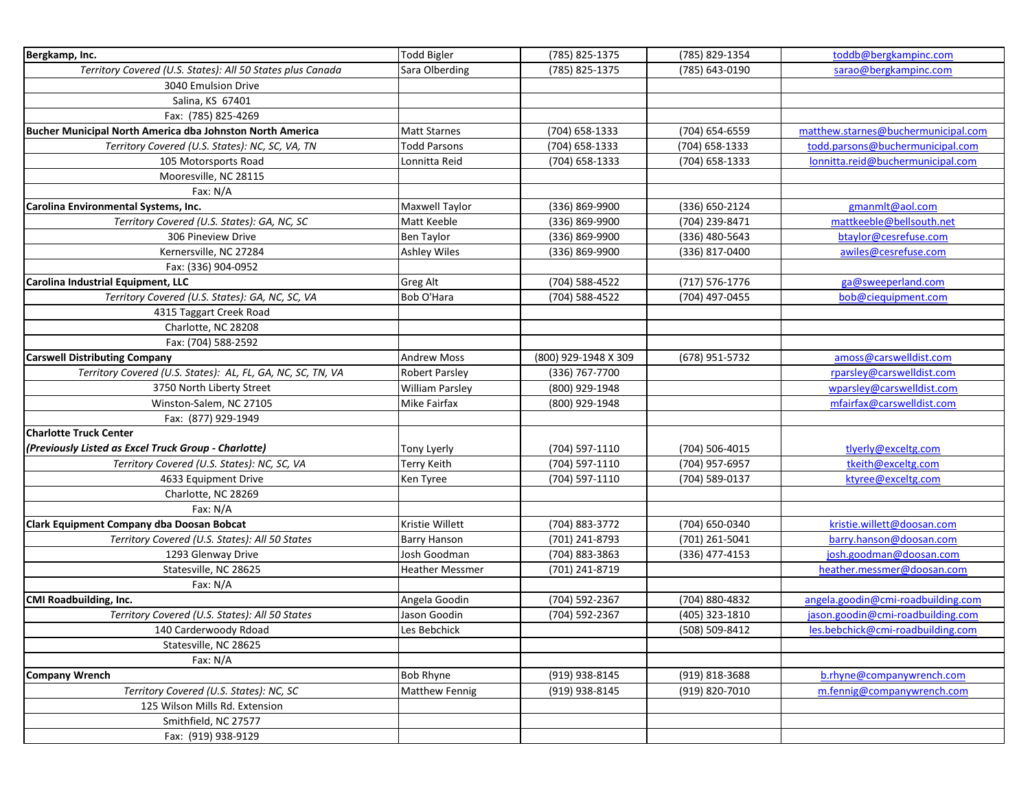| | | | | |
|---|---|---|---|---|
| **Bergkamp, Inc.** | Todd Bigler | (785) 825-1375 | (785) 829-1354 | toddb@bergkampinc.com |
| *Territory Covered (U.S. States): All 50 States plus Canada* | Sara Olberding | (785) 825-1375 | (785) 643-0190 | sarao@bergkampinc.com |
| 3040 Emulsion Drive | | | | |
| Salina, KS 67401 | | | | |
| Fax: (785) 825-4269 | | | | |
| **Bucher Municipal North America dba Johnston North America** | Matt Starnes | (704) 658-1333 | (704) 654-6559 | matthew.starnes@buchermunicipal.com |
| *Territory Covered (U.S. States): NC, SC, VA, TN* | Todd Parsons | (704) 658-1333 | (704) 658-1333 | todd.parsons@buchermunicipal.com |
| 105 Motorsports Road | Lonnitta Reid | (704) 658-1333 | (704) 658-1333 | lonnitta.reid@buchermunicipal.com |
| Mooresville, NC 28115 | | | | |
| Fax: N/A | | | | |
| **Carolina Environmental Systems, Inc.** | Maxwell Taylor | (336) 869-9900 | (336) 650-2124 | gmanmlt@aol.com |
| *Territory Covered (U.S. States): GA, NC, SC* | Matt Keeble | (336) 869-9900 | (704) 239-8471 | mattkeeble@bellsouth.net |
| 306 Pineview Drive | Ben Taylor | (336) 869-9900 | (336) 480-5643 | btaylor@cesrefuse.com |
| Kernersville, NC 27284 | Ashley Wiles | (336) 869-9900 | (336) 817-0400 | awiles@cesrefuse.com |
| Fax: (336) 904-0952 | | | | |
| **Carolina Industrial Equipment, LLC** | Greg Alt | (704) 588-4522 | (717) 576-1776 | ga@sweeperland.com |
| *Territory Covered (U.S. States): GA, NC, SC, VA* | Bob O'Hara | (704) 588-4522 | (704) 497-0455 | bob@ciequipment.com |
| 4315 Taggart Creek Road | | | | |
| Charlotte, NC 28208 | | | | |
| Fax: (704) 588-2592 | | | | |
| **Carswell Distributing Company** | Andrew Moss | (800) 929-1948 X 309 | (678) 951-5732 | amoss@carswelldist.com |
| *Territory Covered (U.S. States): AL, FL, GA, NC, SC, TN, VA* | Robert Parsley | (336) 767-7700 | | rparsley@carswelldist.com |
| 3750 North Liberty Street | William Parsley | (800) 929-1948 | | wparsley@carswelldist.com |
| Winston-Salem, NC 27105 | Mike Fairfax | (800) 929-1948 | | mfairfax@carswelldist.com |
| Fax: (877) 929-1949 | | | | |
| **Charlotte Truck Center** *(Previously Listed as Excel Truck Group - Charlotte)* | Tony Lyerly | (704) 597-1110 | (704) 506-4015 | tlyerly@exceltg.com |
| *Territory Covered (U.S. States): NC, SC, VA* | Terry Keith | (704) 597-1110 | (704) 957-6957 | tkeith@exceltg.com |
| 4633 Equipment Drive | Ken Tyree | (704) 597-1110 | (704) 589-0137 | ktyree@exceltg.com |
| Charlotte, NC 28269 | | | | |
| Fax: N/A | | | | |
| **Clark Equipment Company dba Doosan Bobcat** | Kristie Willett | (704) 883-3772 | (704) 650-0340 | kristie.willett@doosan.com |
| *Territory Covered (U.S. States): All 50 States* | Barry Hanson | (701) 241-8793 | (701) 261-5041 | barry.hanson@doosan.com |
| 1293 Glenway Drive | Josh Goodman | (704) 883-3863 | (336) 477-4153 | josh.goodman@doosan.com |
| Statesville, NC 28625 | Heather Messmer | (701) 241-8719 | | heather.messmer@doosan.com |
| Fax: N/A | | | | |
| **CMI Roadbuilding, Inc.** | Angela Goodin | (704) 592-2367 | (704) 880-4832 | angela.goodin@cmi-roadbuilding.com |
| *Territory Covered (U.S. States): All 50 States* | Jason Goodin | (704) 592-2367 | (405) 323-1810 | jason.goodin@cmi-roadbuilding.com |
| 140 Carderwoody Rdoad | Les Bebchick | | (508) 509-8412 | les.bebchick@cmi-roadbuilding.com |
| Statesville, NC 28625 | | | | |
| Fax: N/A | | | | |
| **Company Wrench** | Bob Rhyne | (919) 938-8145 | (919) 818-3688 | b.rhyne@companywrench.com |
| *Territory Covered (U.S. States): NC, SC* | Matthew Fennig | (919) 938-8145 | (919) 820-7010 | m.fennig@companywrench.com |
| 125 Wilson Mills Rd. Extension | | | | |
| Smithfield, NC 27577 | | | | |
| Fax: (919) 938-9129 | | | | |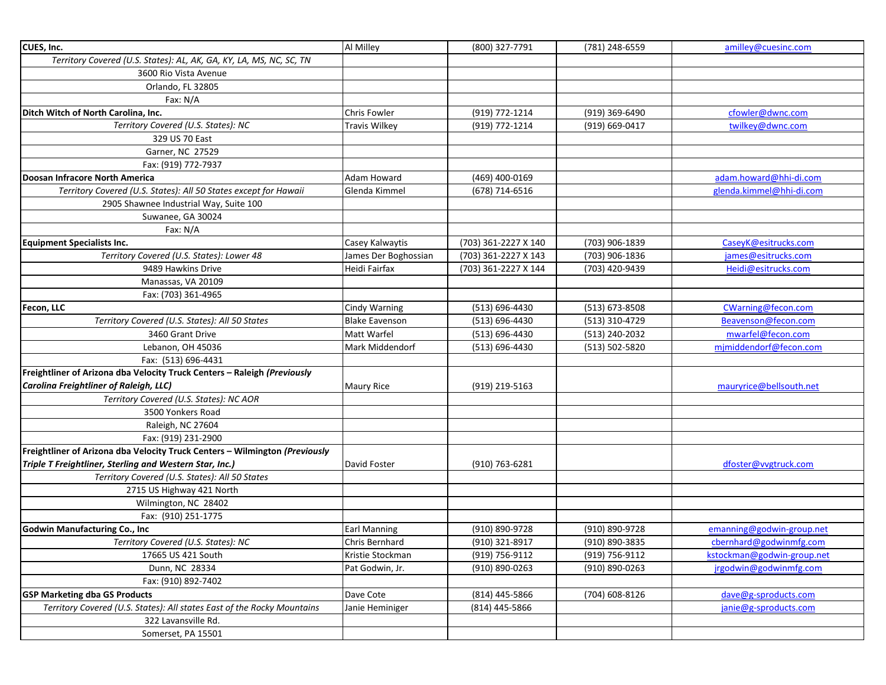| | | | | |
|---|---|---|---|---|
| **CUES, Inc.** | Al Milley | (800) 327-7791 | (781) 248-6559 | amilley@cuesinc.com |
| *Territory Covered (U.S. States): AL, AK, GA, KY, LA, MS, NC, SC, TN* | | | | |
| 3600 Rio Vista Avenue | | | | |
| Orlando, FL 32805 | | | | |
| Fax: N/A | | | | |
| **Ditch Witch of North Carolina, Inc.** | Chris Fowler | (919) 772-1214 | (919) 369-6490 | cfowler@dwnc.com |
| *Territory Covered (U.S. States): NC* | Travis Wilkey | (919) 772-1214 | (919) 669-0417 | twilkey@dwnc.com |
| 329 US 70 East | | | | |
| Garner, NC 27529 | | | | |
| Fax: (919) 772-7937 | | | | |
| **Doosan Infracore North America** | Adam Howard | (469) 400-0169 | | adam.howard@hhi-di.com |
| *Territory Covered (U.S. States): All 50 States except for Hawaii* | Glenda Kimmel | (678) 714-6516 | | glenda.kimmel@hhi-di.com |
| 2905 Shawnee Industrial Way, Suite 100 | | | | |
| Suwanee, GA 30024 | | | | |
| Fax: N/A | | | | |
| **Equipment Specialists Inc.** | Casey Kalwaytis | (703) 361-2227 X 140 | (703) 906-1839 | CaseyK@esitrucks.com |
| *Territory Covered (U.S. States): Lower 48* | James Der Boghossian | (703) 361-2227 X 143 | (703) 906-1836 | james@esitrucks.com |
| 9489 Hawkins Drive | Heidi Fairfax | (703) 361-2227 X 144 | (703) 420-9439 | Heidi@esitrucks.com |
| Manassas, VA 20109 | | | | |
| Fax: (703) 361-4965 | | | | |
| **Fecon, LLC** | Cindy Warning | (513) 696-4430 | (513) 673-8508 | CWarning@fecon.com |
| *Territory Covered (U.S. States): All 50 States* | Blake Eavenson | (513) 696-4430 | (513) 310-4729 | Beavenson@fecon.com |
| 3460 Grant Drive | Matt Warfel | (513) 696-4430 | (513) 240-2032 | mwarfel@fecon.com |
| Lebanon, OH 45036 | Mark Middendorf | (513) 696-4430 | (513) 502-5820 | mjmiddendorf@fecon.com |
| Fax: (513) 696-4431 | | | | |
| **Freightliner of Arizona dba Velocity Truck Centers – Raleigh *(Previously Carolina Freightliner of Raleigh, LLC)*** | Maury Rice | (919) 219-5163 | | mauryrice@bellsouth.net |
| *Territory Covered (U.S. States): NC AOR* | | | | |
| 3500 Yonkers Road | | | | |
| Raleigh, NC 27604 | | | | |
| Fax: (919) 231-2900 | | | | |
| **Freightliner of Arizona dba Velocity Truck Centers – Wilmington *(Previously Triple T Freightliner, Sterling and Western Star, Inc.)*** | David Foster | (910) 763-6281 | | dfoster@vvgtruck.com |
| *Territory Covered (U.S. States): All 50 States* | | | | |
| 2715 US Highway 421 North | | | | |
| Wilmington, NC 28402 | | | | |
| Fax: (910) 251-1775 | | | | |
| **Godwin Manufacturing Co., Inc** | Earl Manning | (910) 890-9728 | (910) 890-9728 | emanning@godwin-group.net |
| *Territory Covered (U.S. States): NC* | Chris Bernhard | (910) 321-8917 | (910) 890-3835 | cbernhard@godwinmfg.com |
| 17665 US 421 South | Kristie Stockman | (919) 756-9112 | (919) 756-9112 | kstockman@godwin-group.net |
| Dunn, NC 28334 | Pat Godwin, Jr. | (910) 890-0263 | (910) 890-0263 | jrgodwin@godwinmfg.com |
| Fax: (910) 892-7402 | | | | |
| **GSP Marketing dba GS Products** | Dave Cote | (814) 445-5866 | (704) 608-8126 | dave@g-sproducts.com |
| *Territory Covered (U.S. States): All states East of the Rocky Mountains* | Janie Heminiger | (814) 445-5866 | | janie@g-sproducts.com |
| 322 Lavansville Rd. | | | | |
| Somerset, PA 15501 | | | | |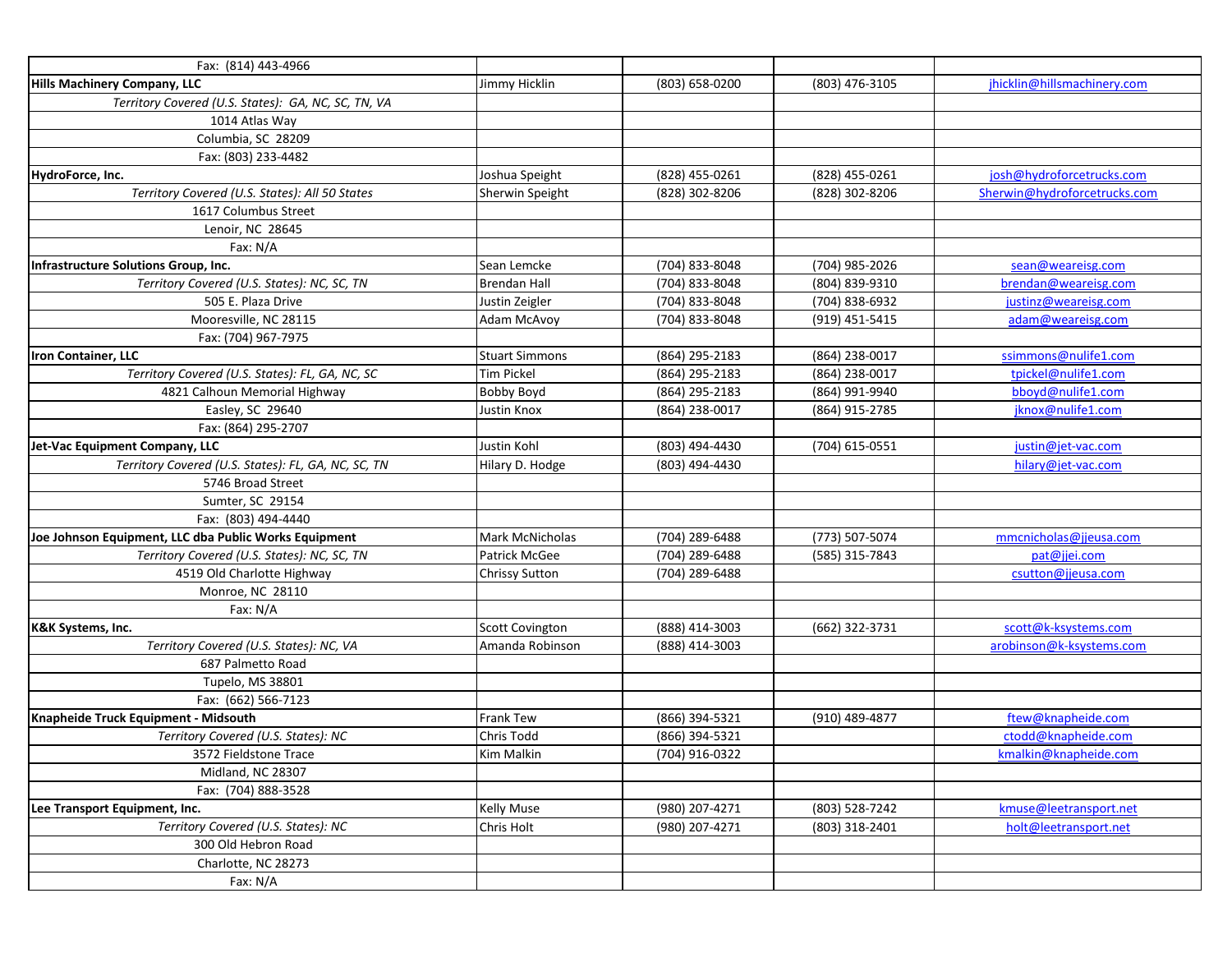| | | | | |
|---|---|---|---|---|
| Fax: (814) 443-4966 | | | | |
| **Hills Machinery Company, LLC** | Jimmy Hicklin | (803) 658-0200 | (803) 476-3105 | jhicklin@hillsmachinery.com |
| *Territory Covered (U.S. States): GA, NC, SC, TN, VA* | | | | |
| 1014 Atlas Way | | | | |
| Columbia, SC 28209 | | | | |
| Fax: (803) 233-4482 | | | | |
| **HydroForce, Inc.** | Joshua Speight | (828) 455-0261 | (828) 455-0261 | josh@hydroforcetrucks.com |
| *Territory Covered (U.S. States): All 50 States* | Sherwin Speight | (828) 302-8206 | (828) 302-8206 | Sherwin@hydroforcetrucks.com |
| 1617 Columbus Street | | | | |
| Lenoir, NC 28645 | | | | |
| Fax: N/A | | | | |
| **Infrastructure Solutions Group, Inc.** | Sean Lemcke | (704) 833-8048 | (704) 985-2026 | sean@weareisg.com |
| *Territory Covered (U.S. States): NC, SC, TN* | Brendan Hall | (704) 833-8048 | (804) 839-9310 | brendan@weareisg.com |
| 505 E. Plaza Drive | Justin Zeigler | (704) 833-8048 | (704) 838-6932 | justinz@weareisg.com |
| Mooresville, NC 28115 | Adam McAvoy | (704) 833-8048 | (919) 451-5415 | adam@weareisg.com |
| Fax: (704) 967-7975 | | | | |
| **Iron Container, LLC** | Stuart Simmons | (864) 295-2183 | (864) 238-0017 | ssimmons@nulife1.com |
| *Territory Covered (U.S. States): FL, GA, NC, SC* | Tim Pickel | (864) 295-2183 | (864) 238-0017 | tpickel@nulife1.com |
| 4821 Calhoun Memorial Highway | Bobby Boyd | (864) 295-2183 | (864) 991-9940 | bboyd@nulife1.com |
| Easley, SC 29640 | Justin Knox | (864) 238-0017 | (864) 915-2785 | jknox@nulife1.com |
| Fax: (864) 295-2707 | | | | |
| **Jet-Vac Equipment Company, LLC** | Justin Kohl | (803) 494-4430 | (704) 615-0551 | justin@jet-vac.com |
| *Territory Covered (U.S. States): FL, GA, NC, SC, TN* | Hilary D. Hodge | (803) 494-4430 | | hilary@jet-vac.com |
| 5746 Broad Street | | | | |
| Sumter, SC 29154 | | | | |
| Fax: (803) 494-4440 | | | | |
| **Joe Johnson Equipment, LLC dba Public Works Equipment** | Mark McNicholas | (704) 289-6488 | (773) 507-5074 | mmcnicholas@jjeusa.com |
| *Territory Covered (U.S. States): NC, SC, TN* | Patrick McGee | (704) 289-6488 | (585) 315-7843 | pat@jjei.com |
| 4519 Old Charlotte Highway | Chrissy Sutton | (704) 289-6488 | | csutton@jjeusa.com |
| Monroe, NC 28110 | | | | |
| Fax: N/A | | | | |
| **K&K Systems, Inc.** | Scott Covington | (888) 414-3003 | (662) 322-3731 | scott@k-ksystems.com |
| *Territory Covered (U.S. States): NC, VA* | Amanda Robinson | (888) 414-3003 | | arobinson@k-ksystems.com |
| 687 Palmetto Road | | | | |
| Tupelo, MS 38801 | | | | |
| Fax: (662) 566-7123 | | | | |
| **Knapheide Truck Equipment - Midsouth** | Frank Tew | (866) 394-5321 | (910) 489-4877 | ftew@knapheide.com |
| *Territory Covered (U.S. States): NC* | Chris Todd | (866) 394-5321 | | ctodd@knapheide.com |
| 3572 Fieldstone Trace | Kim Malkin | (704) 916-0322 | | kmalkin@knapheide.com |
| Midland, NC 28307 | | | | |
| Fax: (704) 888-3528 | | | | |
| **Lee Transport Equipment, Inc.** | Kelly Muse | (980) 207-4271 | (803) 528-7242 | kmuse@leetransport.net |
| *Territory Covered (U.S. States): NC* | Chris Holt | (980) 207-4271 | (803) 318-2401 | holt@leetransport.net |
| 300 Old Hebron Road | | | | |
| Charlotte, NC 28273 | | | | |
| Fax: N/A | | | | |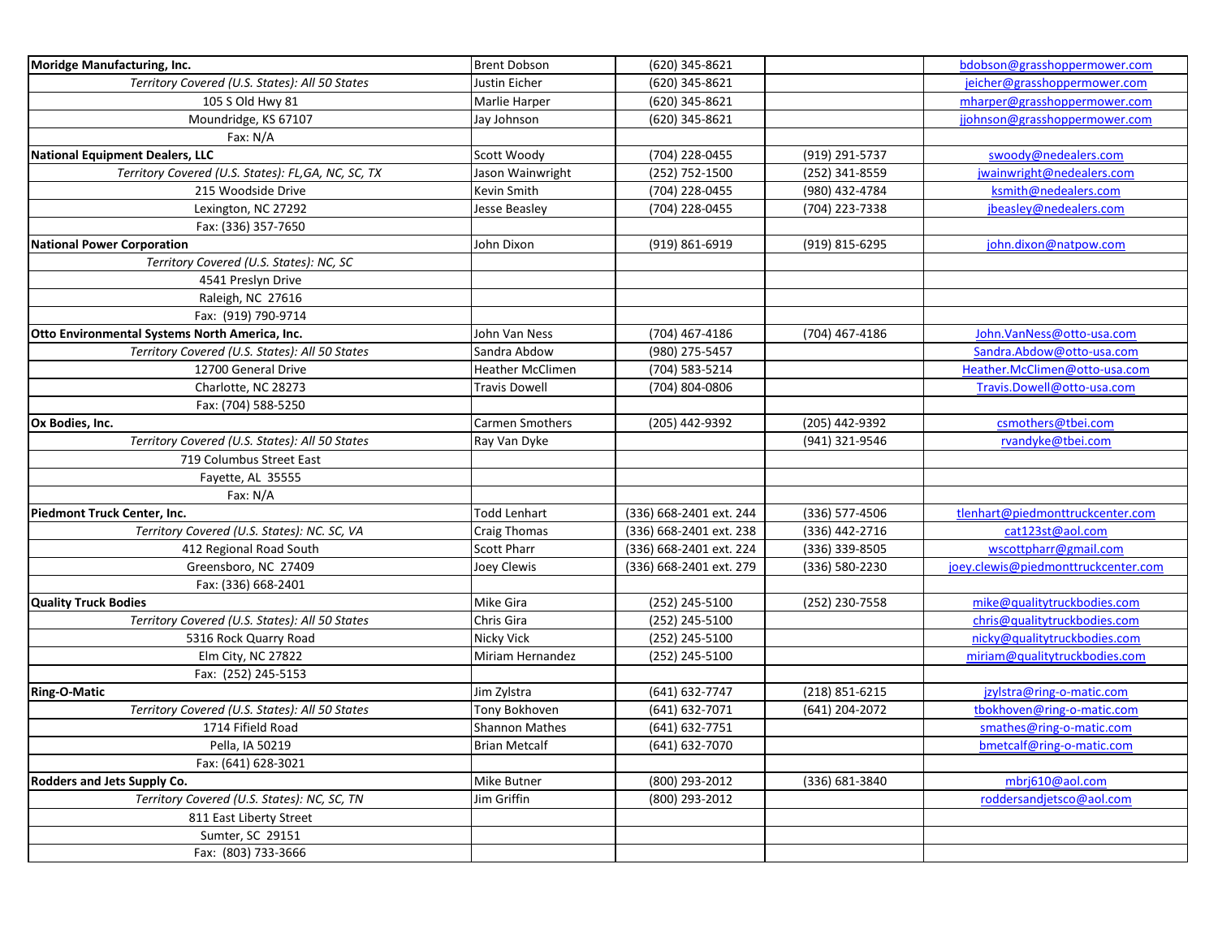| | | | | |
|---|---|---|---|---|
| **Moridge Manufacturing, Inc.** | Brent Dobson | (620) 345-8621 | | bdobson@grasshoppermower.com |
| *Territory Covered (U.S. States): All 50 States* | Justin Eicher | (620) 345-8621 | | jeicher@grasshoppermower.com |
| 105 S Old Hwy 81 | Marlie Harper | (620) 345-8621 | | mharper@grasshoppermower.com |
| Moundridge, KS 67107 | Jay Johnson | (620) 345-8621 | | jjohnson@grasshoppermower.com |
| Fax: N/A | | | | |
| **National Equipment Dealers, LLC** | Scott Woody | (704) 228-0455 | (919) 291-5737 | swoody@nedealers.com |
| *Territory Covered (U.S. States): FL,GA, NC, SC, TX* | Jason Wainwright | (252) 752-1500 | (252) 341-8559 | jwainwright@nedealers.com |
| 215 Woodside Drive | Kevin Smith | (704) 228-0455 | (980) 432-4784 | ksmith@nedealers.com |
| Lexington, NC 27292 | Jesse Beasley | (704) 228-0455 | (704) 223-7338 | jbeasley@nedealers.com |
| Fax: (336) 357-7650 | | | | |
| **National Power Corporation** | John Dixon | (919) 861-6919 | (919) 815-6295 | john.dixon@natpow.com |
| *Territory Covered (U.S. States): NC, SC* | | | | |
| 4541 Preslyn Drive | | | | |
| Raleigh, NC 27616 | | | | |
| Fax: (919) 790-9714 | | | | |
| **Otto Environmental Systems North America, Inc.** | John Van Ness | (704) 467-4186 | (704) 467-4186 | John.VanNess@otto-usa.com |
| *Territory Covered (U.S. States): All 50 States* | Sandra Abdow | (980) 275-5457 | | Sandra.Abdow@otto-usa.com |
| 12700 General Drive | Heather McClimen | (704) 583-5214 | | Heather.McClimen@otto-usa.com |
| Charlotte, NC 28273 | Travis Dowell | (704) 804-0806 | | Travis.Dowell@otto-usa.com |
| Fax: (704) 588-5250 | | | | |
| **Ox Bodies, Inc.** | Carmen Smothers | (205) 442-9392 | (205) 442-9392 | csmothers@tbei.com |
| *Territory Covered (U.S. States): All 50 States* | Ray Van Dyke | | (941) 321-9546 | rvandyke@tbei.com |
| 719 Columbus Street East | | | | |
| Fayette, AL 35555 | | | | |
| Fax: N/A | | | | |
| **Piedmont Truck Center, Inc.** | Todd Lenhart | (336) 668-2401 ext. 244 | (336) 577-4506 | tlenhart@piedmonttruckcenter.com |
| *Territory Covered (U.S. States): NC. SC, VA* | Craig Thomas | (336) 668-2401 ext. 238 | (336) 442-2716 | cat123st@aol.com |
| 412 Regional Road South | Scott Pharr | (336) 668-2401 ext. 224 | (336) 339-8505 | wscottpharr@gmail.com |
| Greensboro, NC 27409 | Joey Clewis | (336) 668-2401 ext. 279 | (336) 580-2230 | joey.clewis@piedmonttruckcenter.com |
| Fax: (336) 668-2401 | | | | |
| **Quality Truck Bodies** | Mike Gira | (252) 245-5100 | (252) 230-7558 | mike@qualitytruckbodies.com |
| *Territory Covered (U.S. States): All 50 States* | Chris Gira | (252) 245-5100 | | chris@qualitytruckbodies.com |
| 5316 Rock Quarry Road | Nicky Vick | (252) 245-5100 | | nicky@qualitytruckbodies.com |
| Elm City, NC 27822 | Miriam Hernandez | (252) 245-5100 | | miriam@qualitytruckbodies.com |
| Fax: (252) 245-5153 | | | | |
| **Ring-O-Matic** | Jim Zylstra | (641) 632-7747 | (218) 851-6215 | jzylstra@ring-o-matic.com |
| *Territory Covered (U.S. States): All 50 States* | Tony Bokhoven | (641) 632-7071 | (641) 204-2072 | tbokhoven@ring-o-matic.com |
| 1714 Fifield Road | Shannon Mathes | (641) 632-7751 | | smathes@ring-o-matic.com |
| Pella, IA 50219 | Brian Metcalf | (641) 632-7070 | | bmetcalf@ring-o-matic.com |
| Fax: (641) 628-3021 | | | | |
| **Rodders and Jets Supply Co.** | Mike Butner | (800) 293-2012 | (336) 681-3840 | mbrj610@aol.com |
| *Territory Covered (U.S. States): NC, SC, TN* | Jim Griffin | (800) 293-2012 | | roddersandjetsco@aol.com |
| 811 East Liberty Street | | | | |
| Sumter, SC 29151 | | | | |
| Fax: (803) 733-3666 | | | | |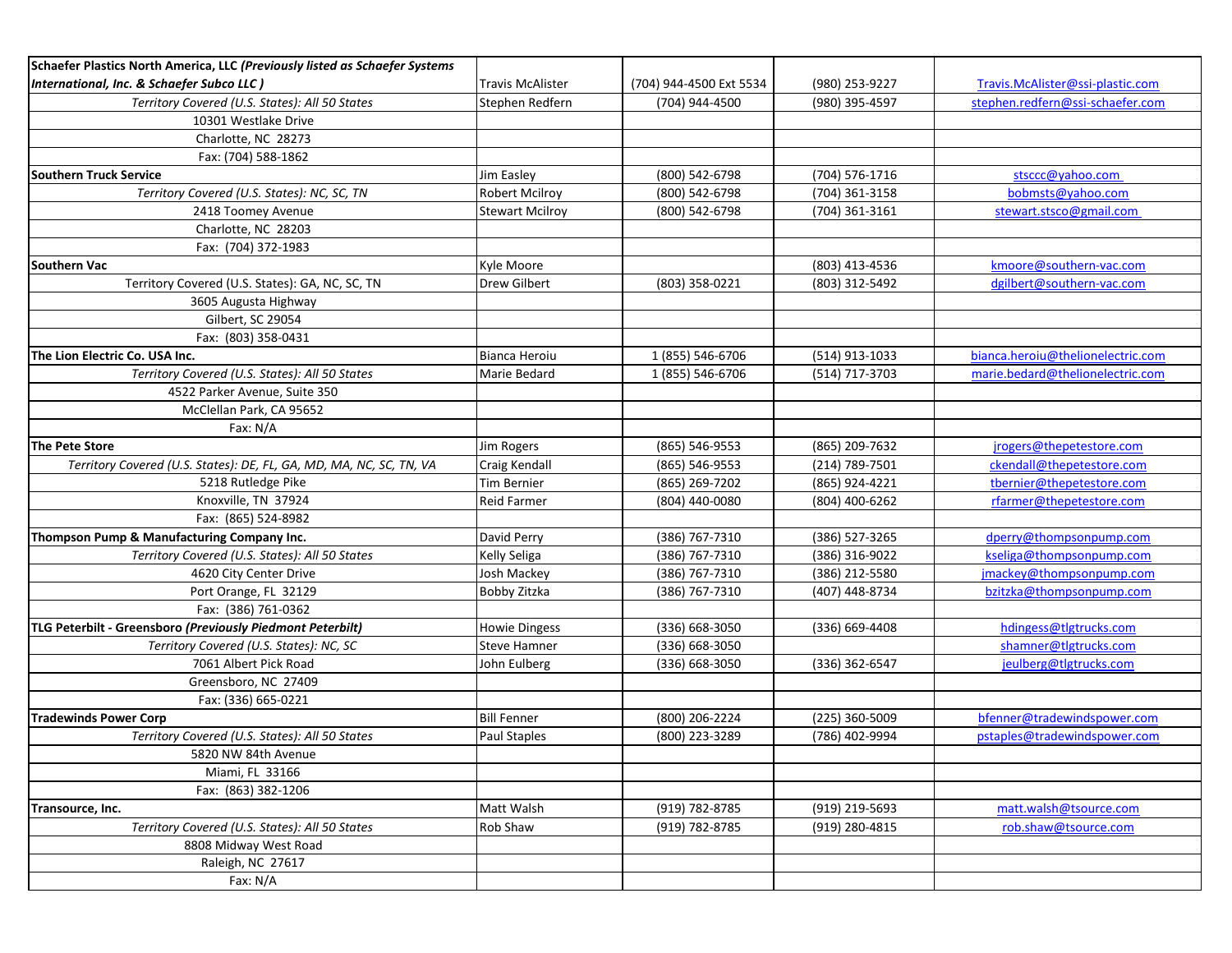| | | | | |
|---|---|---|---|---|
| **Schaefer Plastics North America, LLC *(Previously listed as Schaefer Systems International, Inc. & Schaefer Subco LLC )*** | Travis McAlister | (704) 944-4500 Ext 5534 | (980) 253-9227 | Travis.McAlister@ssi-plastic.com |
| *Territory Covered (U.S. States): All 50 States* | Stephen Redfern | (704) 944-4500 | (980) 395-4597 | stephen.redfern@ssi-schaefer.com |
| 10301 Westlake Drive | | | | |
| Charlotte, NC 28273 | | | | |
| Fax: (704) 588-1862 | | | | |
| **Southern Truck Service** | Jim Easley | (800) 542-6798 | (704) 576-1716 | stsccc@yahoo.com |
| *Territory Covered (U.S. States): NC, SC, TN* | Robert Mcilroy | (800) 542-6798 | (704) 361-3158 | bobmsts@yahoo.com |
| 2418 Toomey Avenue | Stewart Mcilroy | (800) 542-6798 | (704) 361-3161 | stewart.stsco@gmail.com |
| Charlotte, NC 28203 | | | | |
| Fax: (704) 372-1983 | | | | |
| **Southern Vac** | Kyle Moore | | (803) 413-4536 | kmoore@southern-vac.com |
| Territory Covered (U.S. States): GA, NC, SC, TN | Drew Gilbert | (803) 358-0221 | (803) 312-5492 | dgilbert@southern-vac.com |
| 3605 Augusta Highway | | | | |
| Gilbert, SC 29054 | | | | |
| Fax: (803) 358-0431 | | | | |
| **The Lion Electric Co. USA Inc.** | Bianca Heroiu | 1 (855) 546-6706 | (514) 913-1033 | bianca.heroiu@thelionelectric.com |
| *Territory Covered (U.S. States): All 50 States* | Marie Bedard | 1 (855) 546-6706 | (514) 717-3703 | marie.bedard@thelionelectric.com |
| 4522 Parker Avenue, Suite 350 | | | | |
| McClellan Park, CA 95652 | | | | |
| Fax: N/A | | | | |
| **The Pete Store** | Jim Rogers | (865) 546-9553 | (865) 209-7632 | jrogers@thepetestore.com |
| *Territory Covered (U.S. States): DE, FL, GA, MD, MA, NC, SC, TN, VA* | Craig Kendall | (865) 546-9553 | (214) 789-7501 | ckendall@thepetestore.com |
| 5218 Rutledge Pike | Tim Bernier | (865) 269-7202 | (865) 924-4221 | tbernier@thepetestore.com |
| Knoxville, TN 37924 | Reid Farmer | (804) 440-0080 | (804) 400-6262 | rfarmer@thepetestore.com |
| Fax: (865) 524-8982 | | | | |
| **Thompson Pump & Manufacturing Company Inc.** | David Perry | (386) 767-7310 | (386) 527-3265 | dperry@thompsonpump.com |
| *Territory Covered (U.S. States): All 50 States* | Kelly Seliga | (386) 767-7310 | (386) 316-9022 | kseliga@thompsonpump.com |
| 4620 City Center Drive | Josh Mackey | (386) 767-7310 | (386) 212-5580 | jmackey@thompsonpump.com |
| Port Orange, FL 32129 | Bobby Zitzka | (386) 767-7310 | (407) 448-8734 | bzitzka@thompsonpump.com |
| Fax: (386) 761-0362 | | | | |
| **TLG Peterbilt - Greensboro *(Previously Piedmont Peterbilt)*** | Howie Dingess | (336) 668-3050 | (336) 669-4408 | hdingess@tlgtrucks.com |
| *Territory Covered (U.S. States): NC, SC* | Steve Hamner | (336) 668-3050 | | shamner@tlgtrucks.com |
| 7061 Albert Pick Road | John Eulberg | (336) 668-3050 | (336) 362-6547 | jeulberg@tlgtrucks.com |
| Greensboro, NC 27409 | | | | |
| Fax: (336) 665-0221 | | | | |
| **Tradewinds Power Corp** | Bill Fenner | (800) 206-2224 | (225) 360-5009 | bfenner@tradewindspower.com |
| *Territory Covered (U.S. States): All 50 States* | Paul Staples | (800) 223-3289 | (786) 402-9994 | pstaples@tradewindspower.com |
| 5820 NW 84th Avenue | | | | |
| Miami, FL 33166 | | | | |
| Fax: (863) 382-1206 | | | | |
| **Transource, Inc.** | Matt Walsh | (919) 782-8785 | (919) 219-5693 | matt.walsh@tsource.com |
| *Territory Covered (U.S. States): All 50 States* | Rob Shaw | (919) 782-8785 | (919) 280-4815 | rob.shaw@tsource.com |
| 8808 Midway West Road | | | | |
| Raleigh, NC 27617 | | | | |
| Fax: N/A | | | | |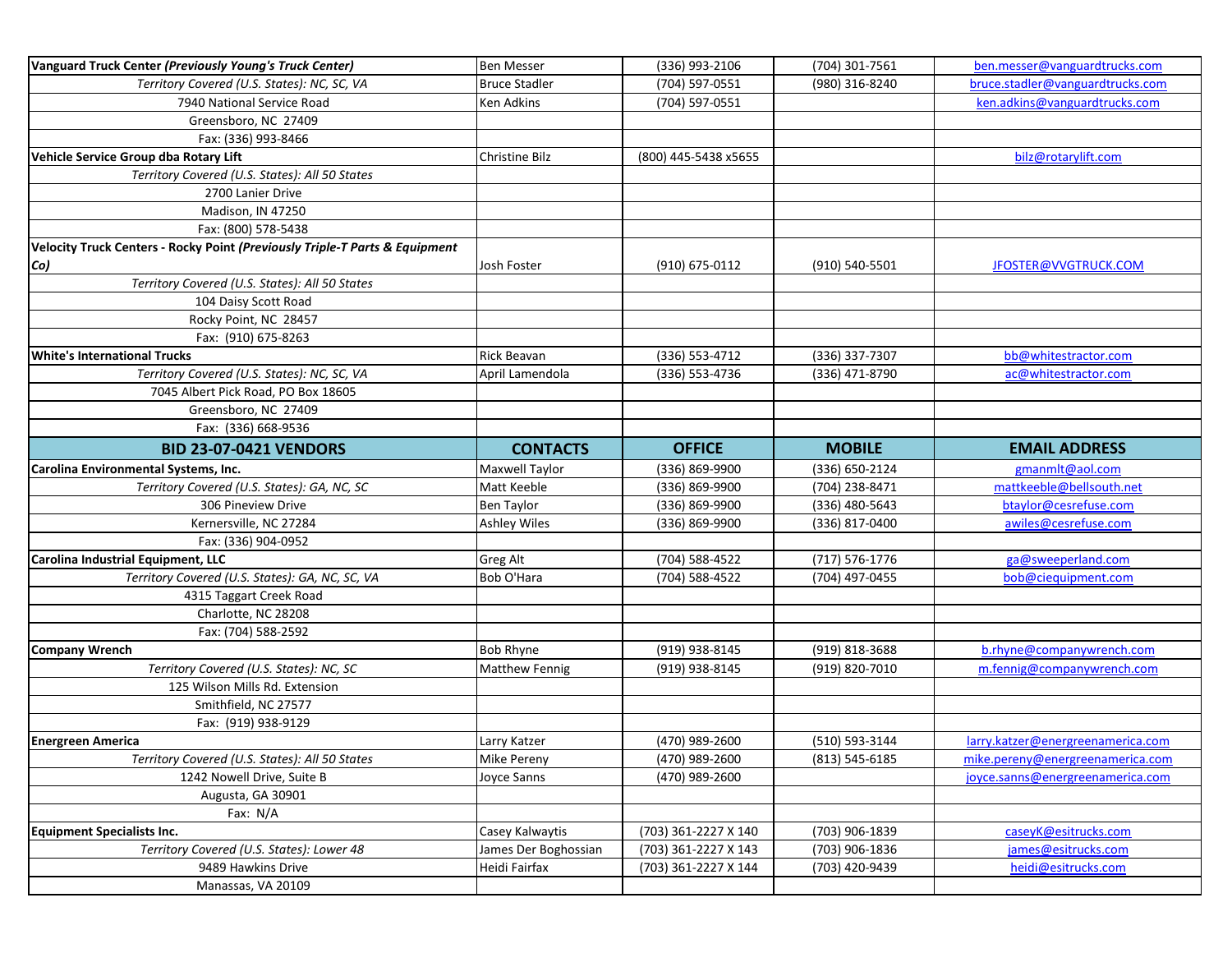| | | | | |
|---|---|---|---|---|
| **Vanguard Truck Center *(Previously Young's Truck Center)*** | Ben Messer | (336) 993-2106 | (704) 301-7561 | ben.messer@vanguardtrucks.com |
| *Territory Covered (U.S. States): NC, SC, VA* | Bruce Stadler | (704) 597-0551 | (980) 316-8240 | bruce.stadler@vanguardtrucks.com |
| 7940 National Service Road | Ken Adkins | (704) 597-0551 | | ken.adkins@vanguardtrucks.com |
| Greensboro, NC 27409 | | | | |
| Fax: (336) 993-8466 | | | | |
| **Vehicle Service Group dba Rotary Lift** | Christine Bilz | (800) 445-5438 x5655 | | bilz@rotarylift.com |
| *Territory Covered (U.S. States): All 50 States* | | | | |
| 2700 Lanier Drive | | | | |
| Madison, IN 47250 | | | | |
| Fax: (800) 578-5438 | | | | |
| **Velocity Truck Centers - Rocky Point *(Previously Triple-T Parts & Equipment Co)*** | Josh Foster | (910) 675-0112 | (910) 540-5501 | JFOSTER@VVGTRUCK.COM |
| *Territory Covered (U.S. States): All 50 States* | | | | |
| 104 Daisy Scott Road | | | | |
| Rocky Point, NC 28457 | | | | |
| Fax: (910) 675-8263 | | | | |
| **White's International Trucks** | Rick Beavan | (336) 553-4712 | (336) 337-7307 | bb@whitestractor.com |
| *Territory Covered (U.S. States): NC, SC, VA* | April Lamendola | (336) 553-4736 | (336) 471-8790 | ac@whitestractor.com |
| 7045 Albert Pick Road, PO Box 18605 | | | | |
| Greensboro, NC 27409 | | | | |
| Fax: (336) 668-9536 | | | | |
| **BID 23-07-0421 VENDORS** | **CONTACTS** | **OFFICE** | **MOBILE** | **EMAIL ADDRESS** |
| **Carolina Environmental Systems, Inc.** | Maxwell Taylor | (336) 869-9900 | (336) 650-2124 | gmanmlt@aol.com |
| *Territory Covered (U.S. States): GA, NC, SC* | Matt Keeble | (336) 869-9900 | (704) 238-8471 | mattkeeble@bellsouth.net |
| 306 Pineview Drive | Ben Taylor | (336) 869-9900 | (336) 480-5643 | btaylor@cesrefuse.com |
| Kernersville, NC 27284 | Ashley Wiles | (336) 869-9900 | (336) 817-0400 | awiles@cesrefuse.com |
| Fax: (336) 904-0952 | | | | |
| **Carolina Industrial Equipment, LLC** | Greg Alt | (704) 588-4522 | (717) 576-1776 | ga@sweeperland.com |
| *Territory Covered (U.S. States): GA, NC, SC, VA* | Bob O'Hara | (704) 588-4522 | (704) 497-0455 | bob@ciequipment.com |
| 4315 Taggart Creek Road | | | | |
| Charlotte, NC 28208 | | | | |
| Fax: (704) 588-2592 | | | | |
| **Company Wrench** | Bob Rhyne | (919) 938-8145 | (919) 818-3688 | b.rhyne@companywrench.com |
| *Territory Covered (U.S. States): NC, SC* | Matthew Fennig | (919) 938-8145 | (919) 820-7010 | m.fennig@companywrench.com |
| 125 Wilson Mills Rd. Extension | | | | |
| Smithfield, NC 27577 | | | | |
| Fax: (919) 938-9129 | | | | |
| **Energreen America** | Larry Katzer | (470) 989-2600 | (510) 593-3144 | larry.katzer@energreenamerica.com |
| *Territory Covered (U.S. States): All 50 States* | Mike Pereny | (470) 989-2600 | (813) 545-6185 | mike.pereny@energreenamerica.com |
| 1242 Nowell Drive, Suite B | Joyce Sanns | (470) 989-2600 | | joyce.sanns@energreenamerica.com |
| Augusta, GA 30901 | | | | |
| Fax: N/A | | | | |
| **Equipment Specialists Inc.** | Casey Kalwaytis | (703) 361-2227 X 140 | (703) 906-1839 | caseyK@esitrucks.com |
| *Territory Covered (U.S. States): Lower 48* | James Der Boghossian | (703) 361-2227 X 143 | (703) 906-1836 | james@esitrucks.com |
| 9489 Hawkins Drive | Heidi Fairfax | (703) 361-2227 X 144 | (703) 420-9439 | heidi@esitrucks.com |
| Manassas, VA 20109 | | | | |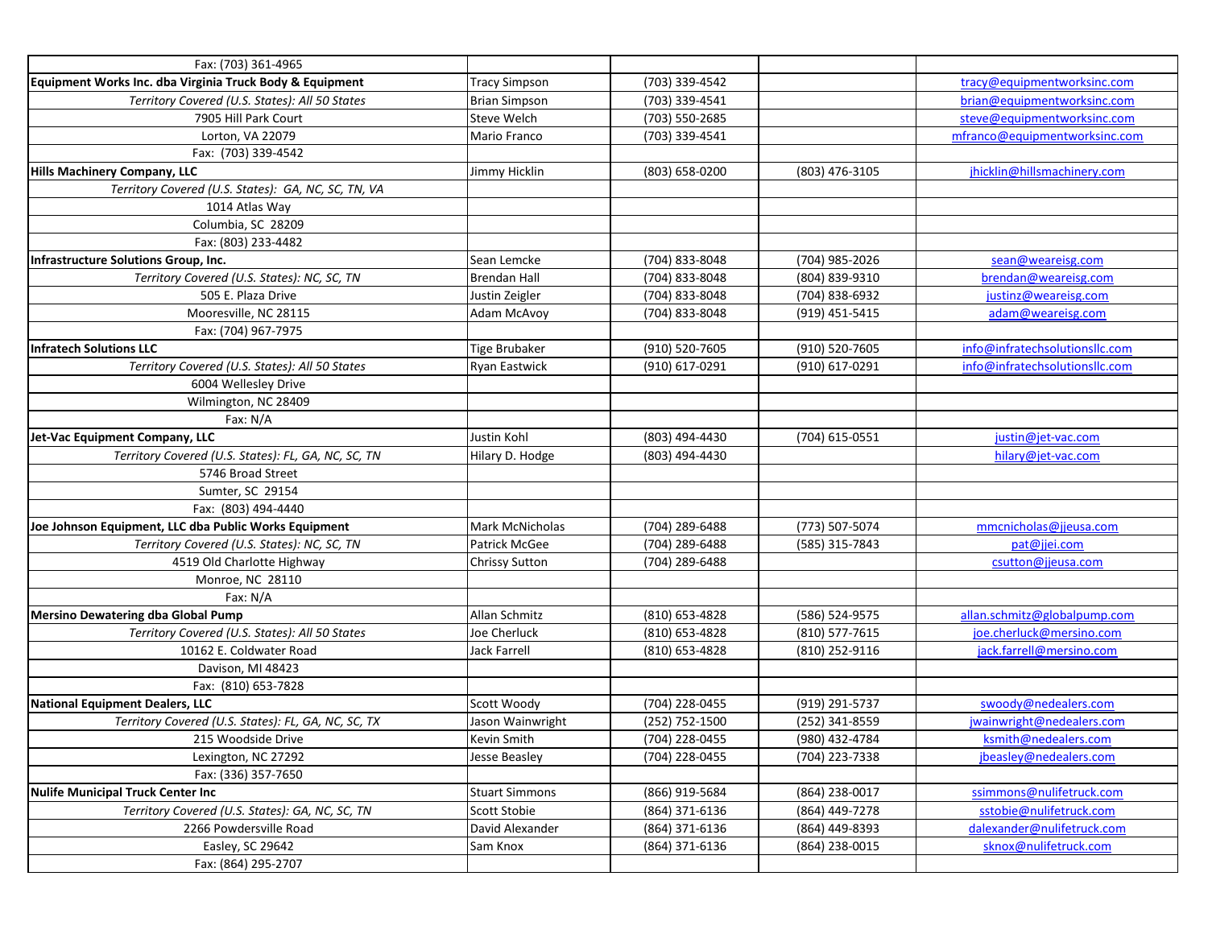| | | | | |
|---|---|---|---|---|
| Fax: (703) 361-4965 | | | | |
| **Equipment Works Inc. dba Virginia Truck Body & Equipment** | Tracy Simpson | (703) 339-4542 | | tracy@equipmentworksinc.com |
| *Territory Covered (U.S. States): All 50 States* | Brian Simpson | (703) 339-4541 | | brian@equipmentworksinc.com |
| 7905 Hill Park Court | Steve Welch | (703) 550-2685 | | steve@equipmentworksinc.com |
| Lorton, VA 22079 | Mario Franco | (703) 339-4541 | | mfranco@equipmentworksinc.com |
| Fax: (703) 339-4542 | | | | |
| **Hills Machinery Company, LLC** | Jimmy Hicklin | (803) 658-0200 | (803) 476-3105 | jhicklin@hillsmachinery.com |
| *Territory Covered (U.S. States): GA, NC, SC, TN, VA* | | | | |
| 1014 Atlas Way | | | | |
| Columbia, SC 28209 | | | | |
| Fax: (803) 233-4482 | | | | |
| **Infrastructure Solutions Group, Inc.** | Sean Lemcke | (704) 833-8048 | (704) 985-2026 | sean@weareisg.com |
| *Territory Covered (U.S. States): NC, SC, TN* | Brendan Hall | (704) 833-8048 | (804) 839-9310 | brendan@weareisg.com |
| 505 E. Plaza Drive | Justin Zeigler | (704) 833-8048 | (704) 838-6932 | justinz@weareisg.com |
| Mooresville, NC 28115 | Adam McAvoy | (704) 833-8048 | (919) 451-5415 | adam@weareisg.com |
| Fax: (704) 967-7975 | | | | |
| **Infratech Solutions LLC** | Tige Brubaker | (910) 520-7605 | (910) 520-7605 | info@infratechsolutionsllc.com |
| *Territory Covered (U.S. States): All 50 States* | Ryan Eastwick | (910) 617-0291 | (910) 617-0291 | info@infratechsolutionsllc.com |
| 6004 Wellesley Drive | | | | |
| Wilmington, NC 28409 | | | | |
| Fax: N/A | | | | |
| **Jet-Vac Equipment Company, LLC** | Justin Kohl | (803) 494-4430 | (704) 615-0551 | justin@jet-vac.com |
| *Territory Covered (U.S. States): FL, GA, NC, SC, TN* | Hilary D. Hodge | (803) 494-4430 | | hilary@jet-vac.com |
| 5746 Broad Street | | | | |
| Sumter, SC 29154 | | | | |
| Fax: (803) 494-4440 | | | | |
| **Joe Johnson Equipment, LLC dba Public Works Equipment** | Mark McNicholas | (704) 289-6488 | (773) 507-5074 | mmcnicholas@jjeusa.com |
| *Territory Covered (U.S. States): NC, SC, TN* | Patrick McGee | (704) 289-6488 | (585) 315-7843 | pat@jjei.com |
| 4519 Old Charlotte Highway | Chrissy Sutton | (704) 289-6488 | | csutton@jjeusa.com |
| Monroe, NC 28110 | | | | |
| Fax: N/A | | | | |
| **Mersino Dewatering dba Global Pump** | Allan Schmitz | (810) 653-4828 | (586) 524-9575 | allan.schmitz@globalpump.com |
| *Territory Covered (U.S. States): All 50 States* | Joe Cherluck | (810) 653-4828 | (810) 577-7615 | joe.cherluck@mersino.com |
| 10162 E. Coldwater Road | Jack Farrell | (810) 653-4828 | (810) 252-9116 | jack.farrell@mersino.com |
| Davison, MI 48423 | | | | |
| Fax: (810) 653-7828 | | | | |
| **National Equipment Dealers, LLC** | Scott Woody | (704) 228-0455 | (919) 291-5737 | swoody@nedealers.com |
| *Territory Covered (U.S. States): FL, GA, NC, SC, TX* | Jason Wainwright | (252) 752-1500 | (252) 341-8559 | jwainwright@nedealers.com |
| 215 Woodside Drive | Kevin Smith | (704) 228-0455 | (980) 432-4784 | ksmith@nedealers.com |
| Lexington, NC 27292 | Jesse Beasley | (704) 228-0455 | (704) 223-7338 | jbeasley@nedealers.com |
| Fax: (336) 357-7650 | | | | |
| **Nulife Municipal Truck Center Inc** | Stuart Simmons | (866) 919-5684 | (864) 238-0017 | ssimmons@nulifetruck.com |
| *Territory Covered (U.S. States): GA, NC, SC, TN* | Scott Stobie | (864) 371-6136 | (864) 449-7278 | sstobie@nulifetruck.com |
| 2266 Powdersville Road | David Alexander | (864) 371-6136 | (864) 449-8393 | dalexander@nulifetruck.com |
| Easley, SC 29642 | Sam Knox | (864) 371-6136 | (864) 238-0015 | sknox@nulifetruck.com |
| Fax: (864) 295-2707 | | | | |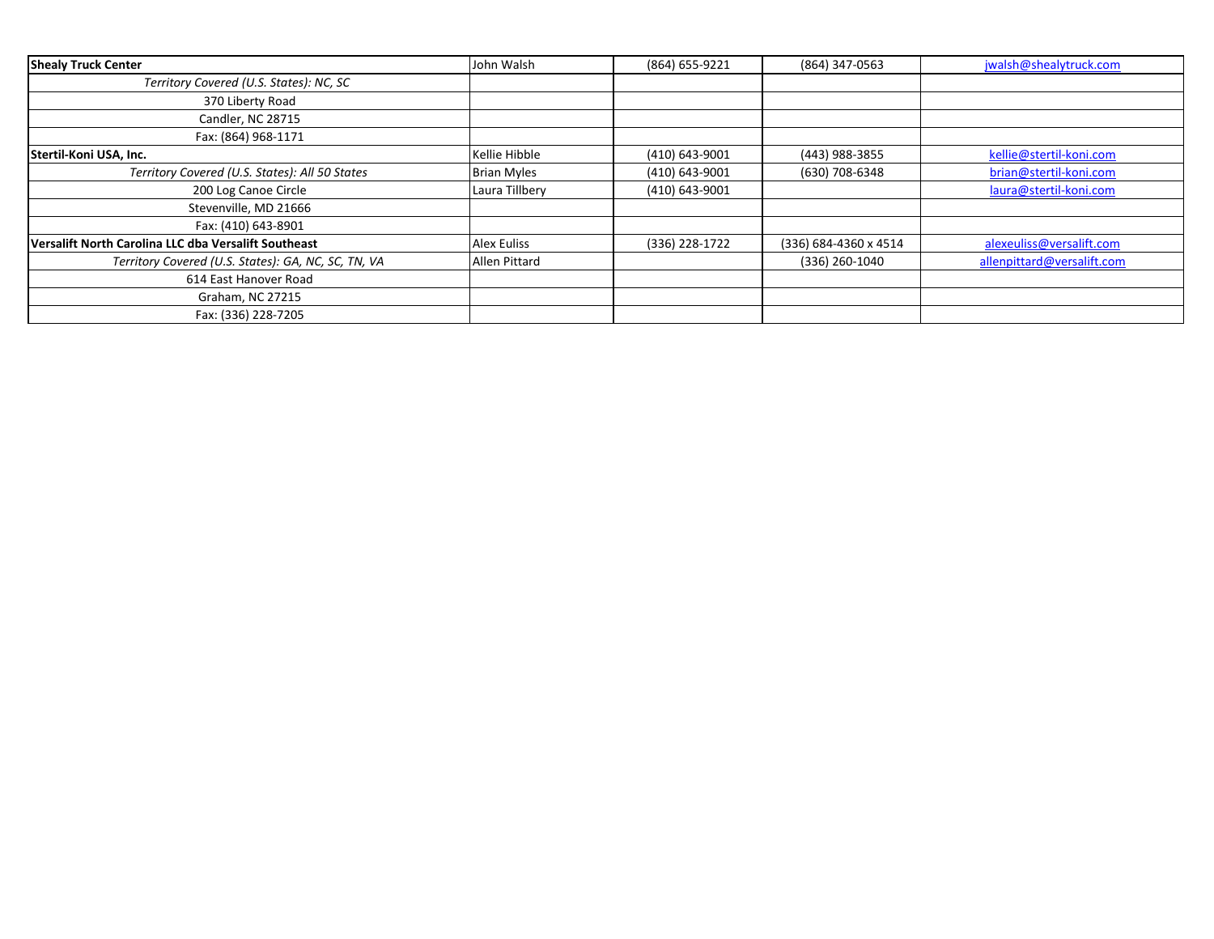| | | | | |
|---|---|---|---|---|
| **Shealy Truck Center** | John Walsh | (864) 655-9221 | (864) 347-0563 | jwalsh@shealytruck.com |
| *Territory Covered (U.S. States): NC, SC* | | | | |
| 370 Liberty Road | | | | |
| Candler, NC 28715 | | | | |
| Fax: (864) 968-1171 | | | | |
| **Stertil-Koni USA, Inc.** | Kellie Hibble | (410) 643-9001 | (443) 988-3855 | kellie@stertil-koni.com |
| *Territory Covered (U.S. States): All 50 States* | Brian Myles | (410) 643-9001 | (630) 708-6348 | brian@stertil-koni.com |
| 200 Log Canoe Circle | Laura Tillbery | (410) 643-9001 | | laura@stertil-koni.com |
| Stevenville, MD 21666 | | | | |
| Fax: (410) 643-8901 | | | | |
| **Versalift North Carolina LLC dba Versalift Southeast** | Alex Euliss | (336) 228-1722 | (336) 684-4360 x 4514 | alexeuliss@versalift.com |
| *Territory Covered (U.S. States): GA, NC, SC, TN, VA* | Allen Pittard | | (336) 260-1040 | allenpittard@versalift.com |
| 614 East Hanover Road | | | | |
| Graham, NC 27215 | | | | |
| Fax: (336) 228-7205 | | | | |